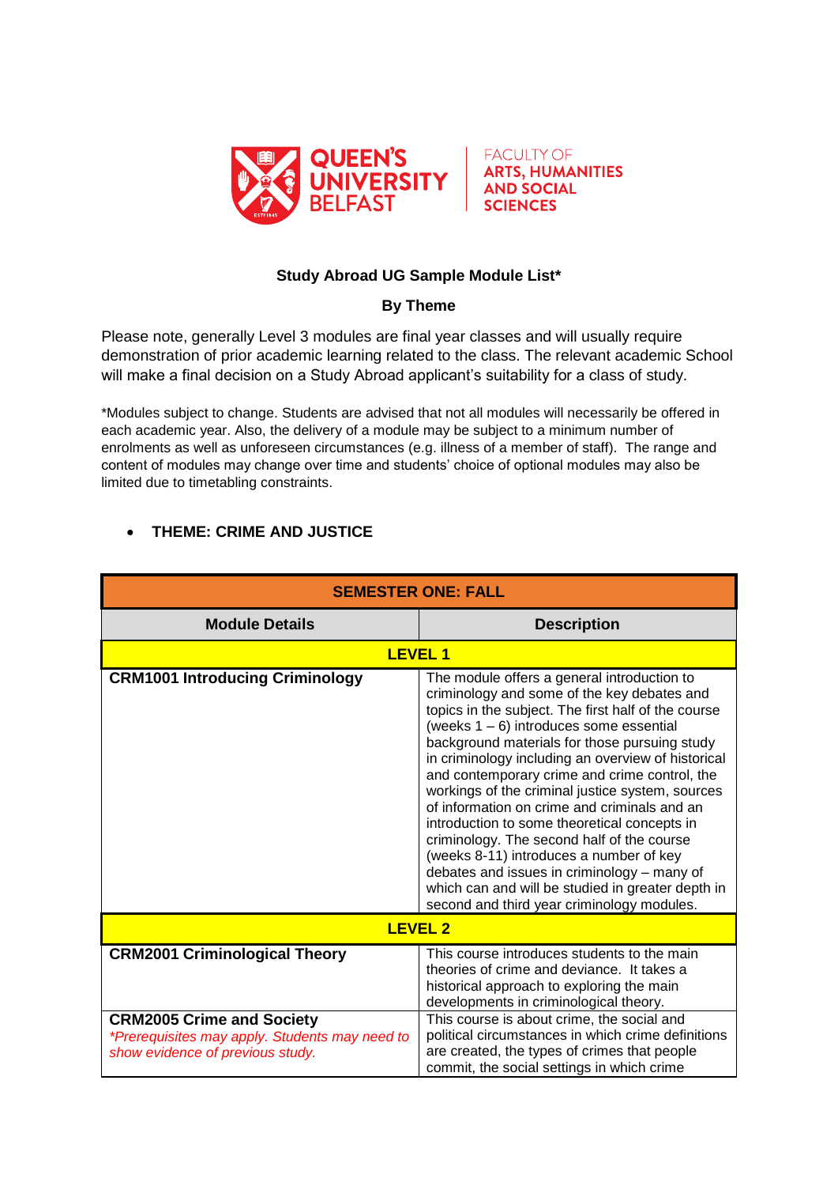QUEEN'S UNIVERSITY BELFAST

FACULTY OF ARTS, HUMANITIES AND SOCIAL SCIENCES

**Study Abroad UG Sample Module List***

**By Theme**

Please note, generally Level 3 modules are final year classes and will usually require demonstration of prior academic learning related to the class. The relevant academic School will make a final decision on a Study Abroad applicant's suitability for a class of study.

*Modules subject to change. Students are advised that not all modules will necessarily be offered in each academic year. Also, the delivery of a module may be subject to a minimum number of enrolments as well as unforeseen circumstances (e.g. illness of a member of staff). The range and content of modules may change over time and students' choice of optional modules may also be limited due to timetabling constraints.

- **THEME: CRIME AND JUSTICE**

| **SEMESTER ONE: FALL** | |
|---|---|
| **Module Details** | **Description** |
| **LEVEL 1** | |
| **CRM1001 Introducing Criminology** | The module offers a general introduction to criminology and some of the key debates and topics in the subject. The first half of the course (weeks 1 – 6) introduces some essential background materials for those pursuing study in criminology including an overview of historical and contemporary crime and crime control, the workings of the criminal justice system, sources of information on crime and criminals and an introduction to some theoretical concepts in criminology. The second half of the course (weeks 8-11) introduces a number of key debates and issues in criminology – many of which can and will be studied in greater depth in second and third year criminology modules. |
| **LEVEL 2** | |
| **CRM2001 Criminological Theory** | This course introduces students to the main theories of crime and deviance. It takes a historical approach to exploring the main developments in criminological theory. |
| **CRM2005 Crime and Society** *\*Prerequisites may apply. Students may need to show evidence of previous study.* | This course is about crime, the social and political circumstances in which crime definitions are created, the types of crimes that people commit, the social settings in which crime |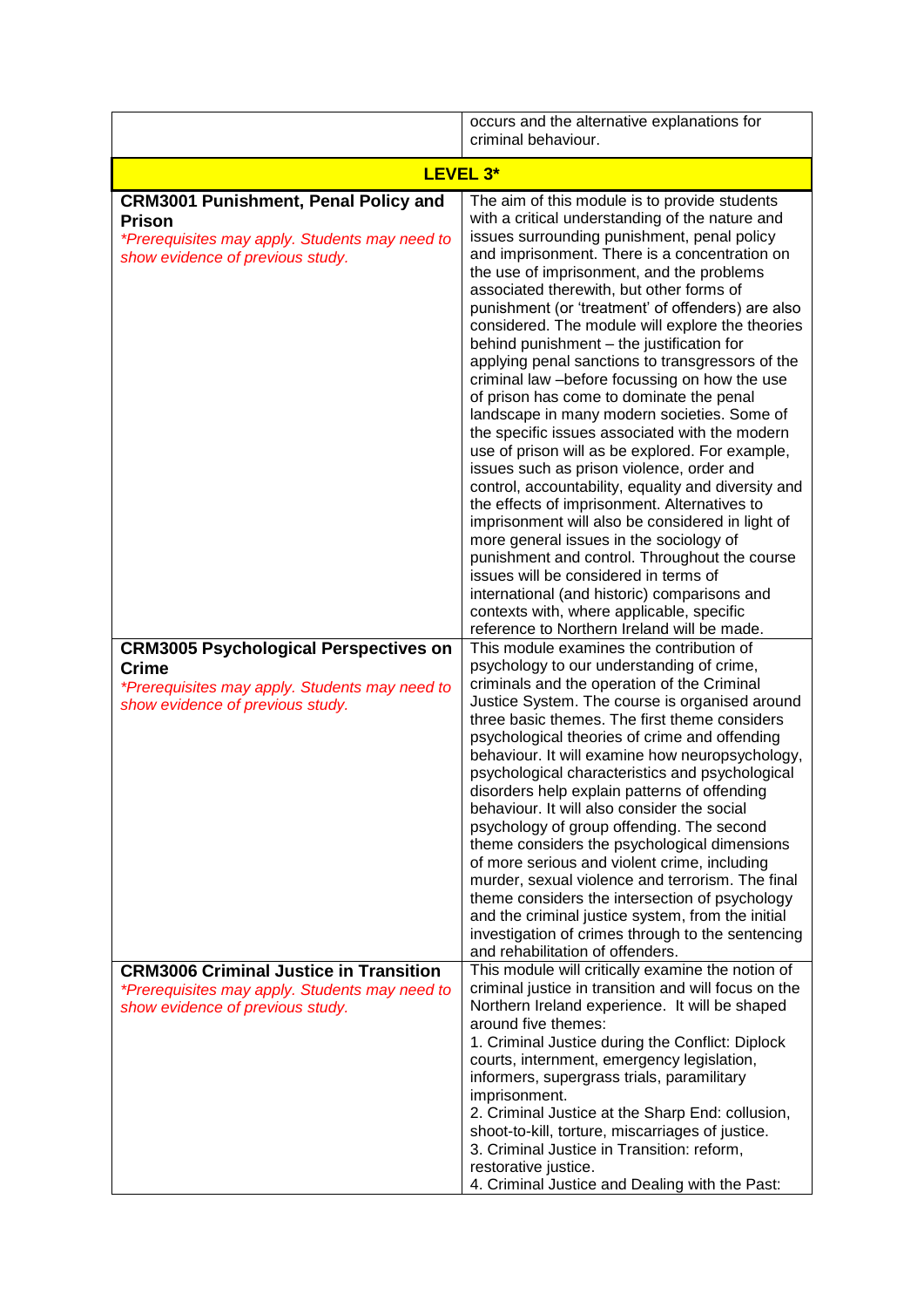| | |
|---|---|
| | occurs and the alternative explanations for criminal behaviour. |
| **LEVEL 3*** | |
| **CRM3001 Punishment, Penal Policy and Prison** <br> *\*Prerequisites may apply. Students may need to show evidence of previous study.* | The aim of this module is to provide students with a critical understanding of the nature and issues surrounding punishment, penal policy and imprisonment. There is a concentration on the use of imprisonment, and the problems associated therewith, but other forms of punishment (or 'treatment' of offenders) are also considered. The module will explore the theories behind punishment – the justification for applying penal sanctions to transgressors of the criminal law –before focussing on how the use of prison has come to dominate the penal landscape in many modern societies. Some of the specific issues associated with the modern use of prison will as be explored. For example, issues such as prison violence, order and control, accountability, equality and diversity and the effects of imprisonment. Alternatives to imprisonment will also be considered in light of more general issues in the sociology of punishment and control. Throughout the course issues will be considered in terms of international (and historic) comparisons and contexts with, where applicable, specific reference to Northern Ireland will be made. |
| **CRM3005 Psychological Perspectives on Crime** <br> *\*Prerequisites may apply. Students may need to show evidence of previous study.* | This module examines the contribution of psychology to our understanding of crime, criminals and the operation of the Criminal Justice System. The course is organised around three basic themes. The first theme considers psychological theories of crime and offending behaviour. It will examine how neuropsychology, psychological characteristics and psychological disorders help explain patterns of offending behaviour. It will also consider the social psychology of group offending. The second theme considers the psychological dimensions of more serious and violent crime, including murder, sexual violence and terrorism. The final theme considers the intersection of psychology and the criminal justice system, from the initial investigation of crimes through to the sentencing and rehabilitation of offenders. |
| **CRM3006 Criminal Justice in Transition** <br> *\*Prerequisites may apply. Students may need to show evidence of previous study.* | This module will critically examine the notion of criminal justice in transition and will focus on the Northern Ireland experience. It will be shaped around five themes: <br> 1. Criminal Justice during the Conflict: Diplock courts, internment, emergency legislation, informers, supergrass trials, paramilitary imprisonment. <br> 2. Criminal Justice at the Sharp End: collusion, shoot-to-kill, torture, miscarriages of justice. <br> 3. Criminal Justice in Transition: reform, restorative justice. <br> 4. Criminal Justice and Dealing with the Past: |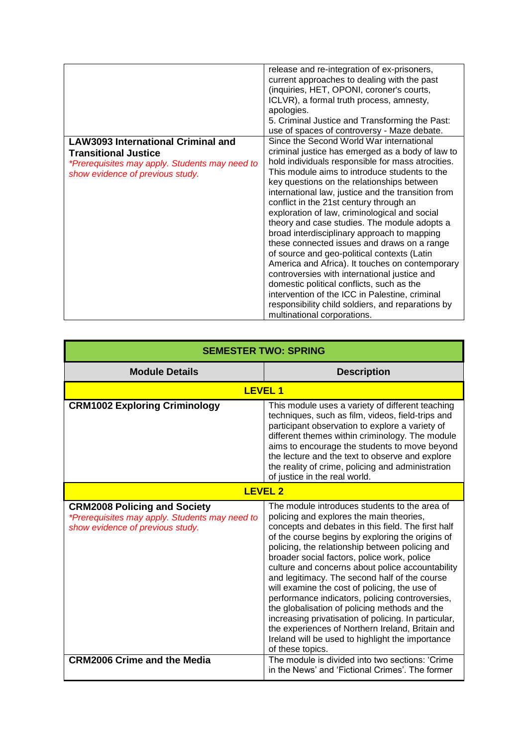| | |
|---|---|
| | release and re-integration of ex-prisoners, current approaches to dealing with the past (inquiries, HET, OPONI, coroner's courts, ICLVR), a formal truth process, amnesty, apologies.<br>5. Criminal Justice and Transforming the Past: use of spaces of controversy - Maze debate. |
| **LAW3093 International Criminal and Transitional Justice**<br>*\*Prerequisites may apply. Students may need to show evidence of previous study.* | Since the Second World War international criminal justice has emerged as a body of law to hold individuals responsible for mass atrocities. This module aims to introduce students to the key questions on the relationships between international law, justice and the transition from conflict in the 21st century through an exploration of law, criminological and social theory and case studies. The module adopts a broad interdisciplinary approach to mapping these connected issues and draws on a range of source and geo-political contexts (Latin America and Africa). It touches on contemporary controversies with international justice and domestic political conflicts, such as the intervention of the ICC in Palestine, criminal responsibility child soldiers, and reparations by multinational corporations. |

| **SEMESTER TWO: SPRING** | |
|---|---|
| **Module Details** | **Description** |
| **LEVEL 1** | |
| **CRM1002 Exploring Criminology** | This module uses a variety of different teaching techniques, such as film, videos, field-trips and participant observation to explore a variety of different themes within criminology. The module aims to encourage the students to move beyond the lecture and the text to observe and explore the reality of crime, policing and administration of justice in the real world. |
| **LEVEL 2** | |
| **CRM2008 Policing and Society**<br>*\*Prerequisites may apply. Students may need to show evidence of previous study.* | The module introduces students to the area of policing and explores the main theories, concepts and debates in this field. The first half of the course begins by exploring the origins of policing, the relationship between policing and broader social factors, police work, police culture and concerns about police accountability and legitimacy. The second half of the course will examine the cost of policing, the use of performance indicators, policing controversies, the globalisation of policing methods and the increasing privatisation of policing. In particular, the experiences of Northern Ireland, Britain and Ireland will be used to highlight the importance of these topics. |
| **CRM2006 Crime and the Media** | The module is divided into two sections: 'Crime in the News' and 'Fictional Crimes'. The former |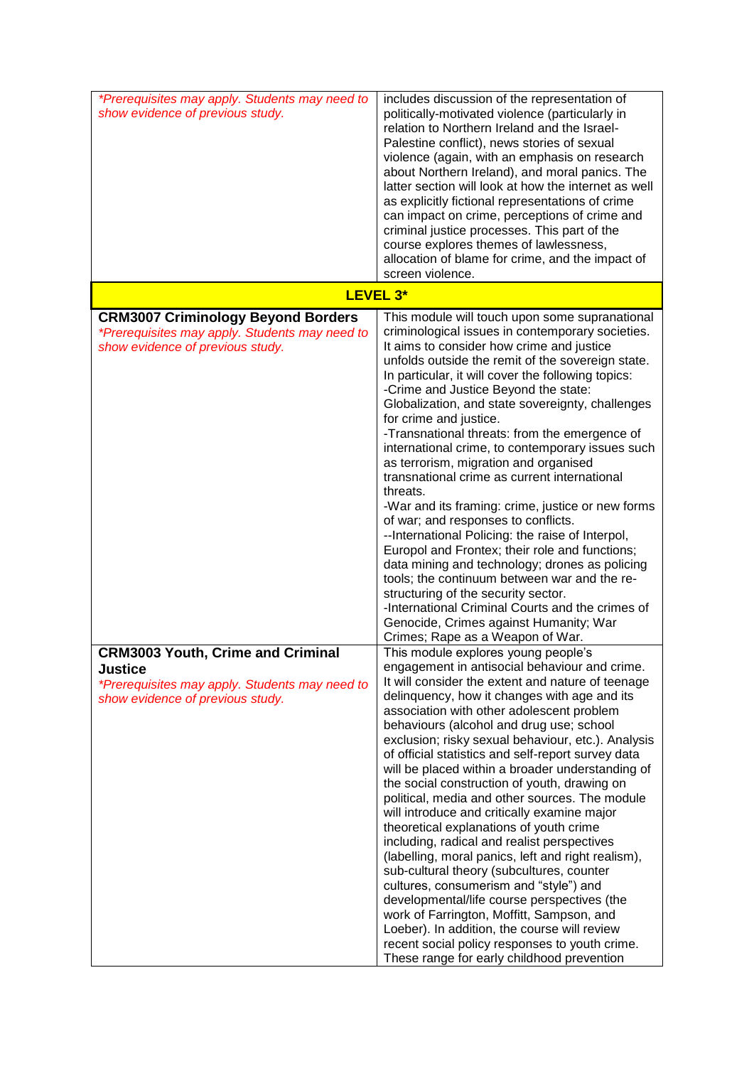| | |
|---|---|
| *\*Prerequisites may apply. Students may need to show evidence of previous study.* | includes discussion of the representation of politically-motivated violence (particularly in relation to Northern Ireland and the Israel-Palestine conflict), news stories of sexual violence (again, with an emphasis on research about Northern Ireland), and moral panics. The latter section will look at how the internet as well as explicitly fictional representations of crime can impact on crime, perceptions of crime and criminal justice processes. This part of the course explores themes of lawlessness, allocation of blame for crime, and the impact of screen violence. |
| **LEVEL 3\*** | |
| **CRM3007 Criminology Beyond Borders**<br>*\*Prerequisites may apply. Students may need to show evidence of previous study.* | This module will touch upon some supranational criminological issues in contemporary societies. It aims to consider how crime and justice unfolds outside the remit of the sovereign state. In particular, it will cover the following topics:<br>-Crime and Justice Beyond the state: Globalization, and state sovereignty, challenges for crime and justice.<br>-Transnational threats: from the emergence of international crime, to contemporary issues such as terrorism, migration and organised transnational crime as current international threats.<br>-War and its framing: crime, justice or new forms of war; and responses to conflicts.<br>--International Policing: the raise of Interpol, Europol and Frontex; their role and functions; data mining and technology; drones as policing tools; the continuum between war and the re-structuring of the security sector.<br>-International Criminal Courts and the crimes of Genocide, Crimes against Humanity; War Crimes; Rape as a Weapon of War. |
| **CRM3003 Youth, Crime and Criminal Justice**<br>*\*Prerequisites may apply. Students may need to show evidence of previous study.* | This module explores young people's engagement in antisocial behaviour and crime. It will consider the extent and nature of teenage delinquency, how it changes with age and its association with other adolescent problem behaviours (alcohol and drug use; school exclusion; risky sexual behaviour, etc.). Analysis of official statistics and self-report survey data will be placed within a broader understanding of the social construction of youth, drawing on political, media and other sources. The module will introduce and critically examine major theoretical explanations of youth crime including, radical and realist perspectives (labelling, moral panics, left and right realism), sub-cultural theory (subcultures, counter cultures, consumerism and "style") and developmental/life course perspectives (the work of Farrington, Moffitt, Sampson, and Loeber). In addition, the course will review recent social policy responses to youth crime. These range for early childhood prevention |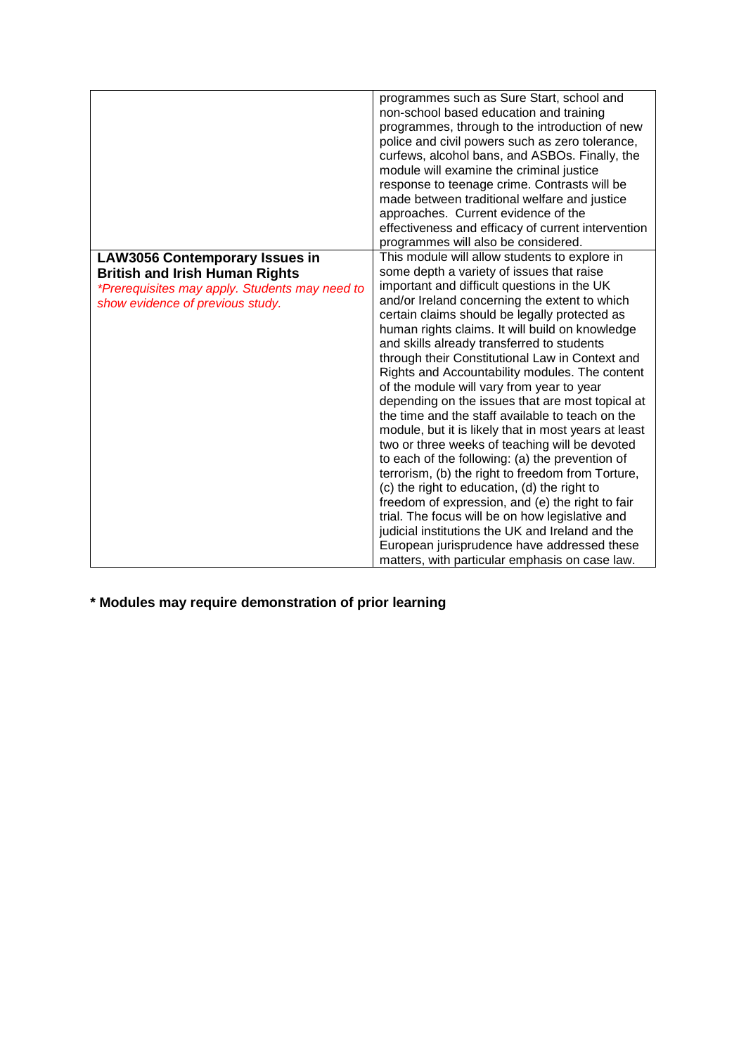| | |
|---|---|
| | programmes such as Sure Start, school and non-school based education and training programmes, through to the introduction of new police and civil powers such as zero tolerance, curfews, alcohol bans, and ASBOs. Finally, the module will examine the criminal justice response to teenage crime. Contrasts will be made between traditional welfare and justice approaches. Current evidence of the effectiveness and efficacy of current intervention programmes will also be considered. |
| **LAW3056 Contemporary Issues in British and Irish Human Rights** *\*Prerequisites may apply. Students may need to show evidence of previous study.* | This module will allow students to explore in some depth a variety of issues that raise important and difficult questions in the UK and/or Ireland concerning the extent to which certain claims should be legally protected as human rights claims. It will build on knowledge and skills already transferred to students through their Constitutional Law in Context and Rights and Accountability modules. The content of the module will vary from year to year depending on the issues that are most topical at the time and the staff available to teach on the module, but it is likely that in most years at least two or three weeks of teaching will be devoted to each of the following: (a) the prevention of terrorism, (b) the right to freedom from Torture, (c) the right to education, (d) the right to freedom of expression, and (e) the right to fair trial. The focus will be on how legislative and judicial institutions the UK and Ireland and the European jurisprudence have addressed these matters, with particular emphasis on case law. |

**\* Modules may require demonstration of prior learning**